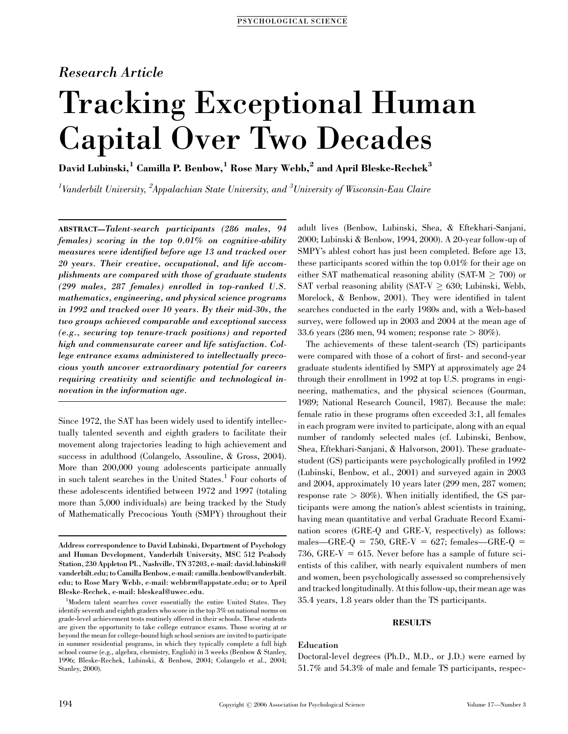*Research Article*

# Tracking Exceptional Human Capital Over Two Decades

**David Lubinski,[1] Camilla P. Benbow,[1] Rose Mary Webb,[2] and April Bleske-Rechek[3]**

*[1]Vanderbilt University, [2]Appalachian State University, and [3]University of Wisconsin-Eau Claire*

**ABSTRACT**—***Talent-search participants (286 males, 94 females) scoring in the top 0.01% on cognitive-ability measures were identified before age 13 and tracked over 20 years. Their creative, occupational, and life accomplishments are compared with those of graduate students (299 males, 287 females) enrolled in top-ranked U.S. mathematics, engineering, and physical science programs in 1992 and tracked over 10 years. By their mid-30s, the two groups achieved comparable and exceptional success (e.g., securing top tenure-track positions) and reported high and commensurate career and life satisfaction. College entrance exams administered to intellectually precocious youth uncover extraordinary potential for careers requiring creativity and scientific and technological innovation in the information age.***

Since 1972, the SAT has been widely used to identify intellectually talented seventh and eighth graders to facilitate their movement along trajectories leading to high achievement and success in adulthood (Colangelo, Assouline, & Gross, 2004). More than 200,000 young adolescents participate annually in such talent searches in the United States.[1] Four cohorts of these adolescents identified between 1972 and 1997 (totaling more than 5,000 individuals) are being tracked by the Study of Mathematically Precocious Youth (SMPY) throughout their adult lives (Benbow, Lubinski, Shea, & Eftekhari-Sanjani, 2000; Lubinski & Benbow, 1994, 2000). A 20-year follow-up of SMPY's ablest cohort has just been completed. Before age 13, these participants scored within the top 0.01% for their age on either SAT mathematical reasoning ability (SAT-M $\geq$ 700) or SAT verbal reasoning ability (SAT-V $\geq$ 630; Lubinski, Webb, Morelock, & Benbow, 2001). They were identified in talent searches conducted in the early 1980s and, with a Web-based survey, were followed up in 2003 and 2004 at the mean age of 33.6 years (286 men, 94 women; response rate > 80%).

The achievements of these talent-search (TS) participants were compared with those of a cohort of first- and second-year graduate students identified by SMPY at approximately age 24 through their enrollment in 1992 at top U.S. programs in engineering, mathematics, and the physical sciences (Gourman, 1989; National Research Council, 1987). Because the male: female ratio in these programs often exceeded 3:1, all females in each program were invited to participate, along with an equal number of randomly selected males (cf. Lubinski, Benbow, Shea, Eftekhari-Sanjani, & Halvorson, 2001). These graduate-student (GS) participants were psychologically profiled in 1992 (Lubinski, Benbow, et al., 2001) and surveyed again in 2003 and 2004, approximately 10 years later (299 men, 287 women; response rate > 80%). When initially identified, the GS participants were among the nation's ablest scientists in training, having mean quantitative and verbal Graduate Record Examination scores (GRE-Q and GRE-V, respectively) as follows: males—GRE-Q = 750, GRE-V = 627; females—GRE-Q = 736, GRE-V = 615. Never before has a sample of future scientists of this caliber, with nearly equivalent numbers of men and women, been psychologically assessed so comprehensively and tracked longitudinally. At this follow-up, their mean age was 35.4 years, 1.8 years older than the TS participants.

## RESULTS

### Education

Doctoral-level degrees (Ph.D., M.D., or J.D.) were earned by 51.7% and 54.3% of male and female TS participants, respec-

---

Address correspondence to David Lubinski, Department of Psychology and Human Development, Vanderbilt University, MSC 512 Peabody Station, 230 Appleton Pl., Nashville, TN 37203, e-mail: david.lubinski@vanderbilt.edu; to Camilla Benbow, e-mail: camilla.benbow@vanderbilt.edu; to Rose Mary Webb, e-mail: webbrm@appstate.edu; or to April Bleske-Rechek, e-mail: bleskeal@uwec.edu.

[1]Modern talent searches cover essentially the entire United States. They identify seventh and eighth graders who score in the top 3% on national norms on grade-level achievement tests routinely offered in their schools. These students are given the opportunity to take college entrance exams. Those scoring at or beyond the mean for college-bound high school seniors are invited to participate in summer residential programs, in which they typically complete a full high school course (e.g., algebra, chemistry, English) in 3 weeks (Benbow & Stanley, 1996; Bleske-Rechek, Lubinski, & Benbow, 2004; Colangelo et al., 2004; Stanley, 2000).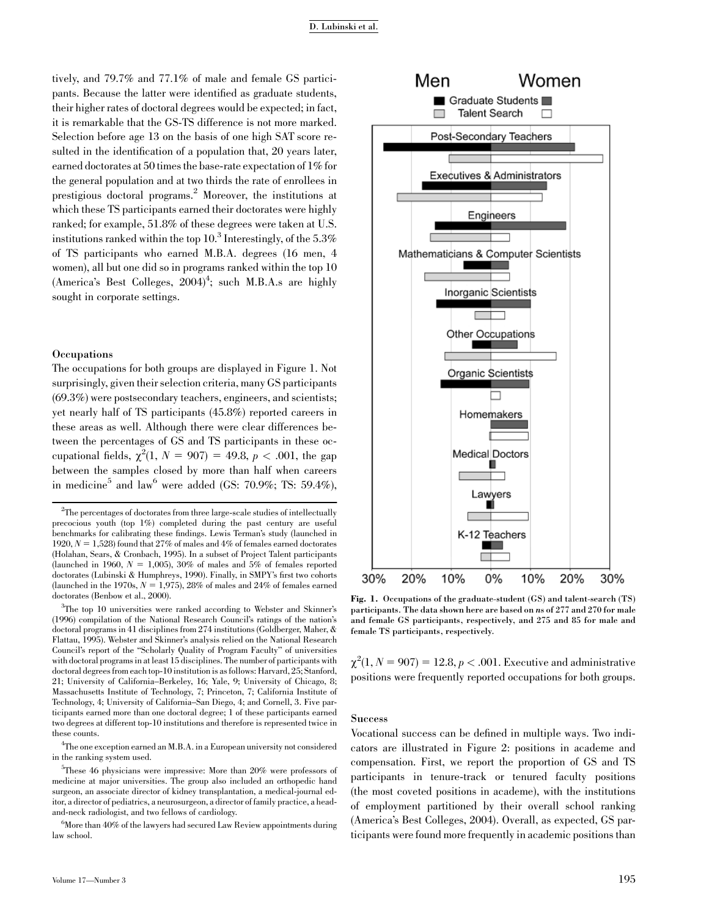tively, and 79.7% and 77.1% of male and female GS participants. Because the latter were identified as graduate students, their higher rates of doctoral degrees would be expected; in fact, it is remarkable that the GS-TS difference is not more marked. Selection before age 13 on the basis of one high SAT score resulted in the identification of a population that, 20 years later, earned doctorates at 50 times the base-rate expectation of 1% for the general population and at two thirds the rate of enrollees in prestigious doctoral programs.[2] Moreover, the institutions at which these TS participants earned their doctorates were highly ranked; for example, 51.8% of these degrees were taken at U.S. institutions ranked within the top 10.[3] Interestingly, of the 5.3% of TS participants who earned M.B.A. degrees (16 men, 4 women), all but one did so in programs ranked within the top 10 (America's Best Colleges, 2004)[4]; such M.B.A.s are highly sought in corporate settings.

### Occupations

The occupations for both groups are displayed in Figure 1. Not surprisingly, given their selection criteria, many GS participants (69.3%) were postsecondary teachers, engineers, and scientists; yet nearly half of TS participants (45.8%) reported careers in these areas as well. Although there were clear differences between the percentages of GS and TS participants in these occupational fields, $\chi^2(1, N = 907) = 49.8, p < .001$, the gap between the samples closed by more than half when careers in medicine[5] and law[6] were added (GS: 70.9%; TS: 59.4%), $\chi^2(1, N = 907) = 12.8, p < .001$. Executive and administrative positions were frequently reported occupations for both groups.

**Fig. 1.** Occupations of the graduate-student (GS) and talent-search (TS) participants. The data shown here are based on *n*s of 277 and 270 for male and female GS participants, respectively, and 275 and 85 for male and female TS participants, respectively.

### Success

Vocational success can be defined in multiple ways. Two indicators are illustrated in Figure 2: positions in academe and compensation. First, we report the proportion of GS and TS participants in tenure-track or tenured faculty positions (the most coveted positions in academe), with the institutions of employment partitioned by their overall school ranking (America's Best Colleges, 2004). Overall, as expected, GS participants were found more frequently in academic positions than

---

[2] The percentages of doctorates from three large-scale studies of intellectually precocious youth (top 1%) completed during the past century are useful benchmarks for calibrating these findings. Lewis Terman's study (launched in 1920, $N = 1{,}528$) found that 27% of males and 4% of females earned doctorates (Holahan, Sears, & Cronbach, 1995). In a subset of Project Talent participants (launched in 1960, $N = 1{,}005$), 30% of males and 5% of females reported doctorates (Lubinski & Humphreys, 1990). Finally, in SMPY's first two cohorts (launched in the 1970s, $N = 1{,}975$), 28% of males and 24% of females earned doctorates (Benbow et al., 2000).

[3] The top 10 universities were ranked according to Webster and Skinner's (1996) compilation of the National Research Council's ratings of the nation's doctoral programs in 41 disciplines from 274 institutions (Goldberger, Maher, & Flattau, 1995). Webster and Skinner's analysis relied on the National Research Council's report of the "Scholarly Quality of Program Faculty" of universities with doctoral programs in at least 15 disciplines. The number of participants with doctoral degrees from each top-10 institution is as follows: Harvard, 25; Stanford, 21; University of California–Berkeley, 16; Yale, 9; University of Chicago, 8; Massachusetts Institute of Technology, 7; Princeton, 7; California Institute of Technology, 4; University of California–San Diego, 4; and Cornell, 3. Five participants earned more than one doctoral degree; 1 of these participants earned two degrees at different top-10 institutions and therefore is represented twice in these counts.

[4] The one exception earned an M.B.A. in a European university not considered in the ranking system used.

[5] These 46 physicians were impressive: More than 20% were professors of medicine at major universities. The group also included an orthopedic hand surgeon, an associate director of kidney transplantation, a medical-journal editor, a director of pediatrics, a neurosurgeon, a director of family practice, a head-and-neck radiologist, and two fellows of cardiology.

[6] More than 40% of the lawyers had secured Law Review appointments during law school.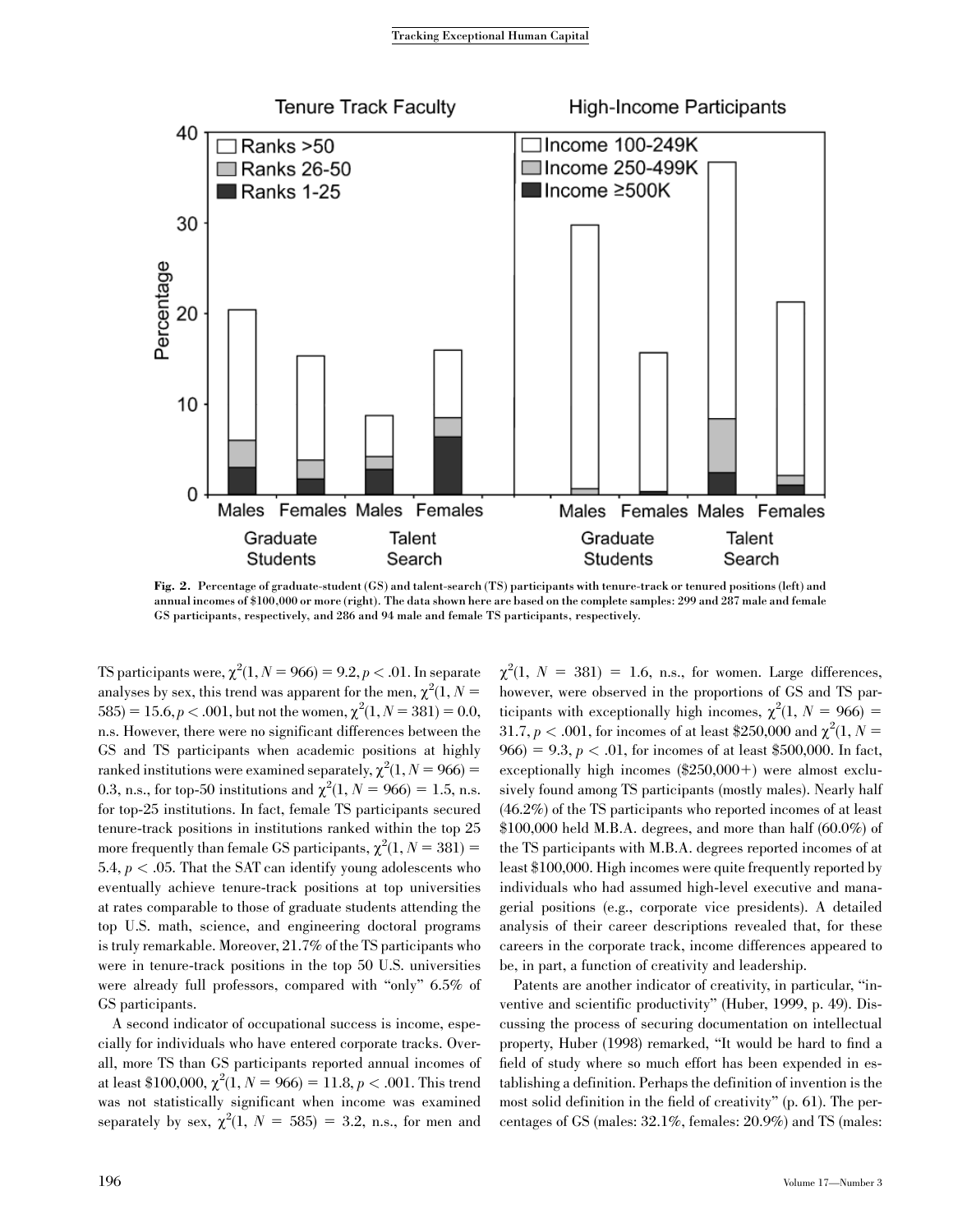Fig. 2. Percentage of graduate-student (GS) and talent-search (TS) participants with tenure-track or tenured positions (left) and annual incomes of $100,000 or more (right). The data shown here are based on the complete samples: 299 and 287 male and female GS participants, respectively, and 286 and 94 male and female TS participants, respectively.

TS participants were, $\chi^2(1, N = 966) = 9.2, p < .01$. In separate analyses by sex, this trend was apparent for the men, $\chi^2(1, N = 585) = 15.6, p < .001$, but not the women, $\chi^2(1, N = 381) = 0.0$, n.s. However, there were no significant differences between the GS and TS participants when academic positions at highly ranked institutions were examined separately, $\chi^2(1, N = 966) = 0.3$, n.s., for top-50 institutions and $\chi^2(1, N = 966) = 1.5$, n.s. for top-25 institutions. In fact, female TS participants secured tenure-track positions in institutions ranked within the top 25 more frequently than female GS participants, $\chi^2(1, N = 381) = 5.4, p < .05$. That the SAT can identify young adolescents who eventually achieve tenure-track positions at top universities at rates comparable to those of graduate students attending the top U.S. math, science, and engineering doctoral programs is truly remarkable. Moreover, 21.7% of the TS participants who were in tenure-track positions in the top 50 U.S. universities were already full professors, compared with "only" 6.5% of GS participants.

A second indicator of occupational success is income, especially for individuals who have entered corporate tracks. Overall, more TS than GS participants reported annual incomes of at least $100,000, $\chi^2(1, N = 966) = 11.8, p < .001$. This trend was not statistically significant when income was examined separately by sex, $\chi^2(1, N = 585) = 3.2$, n.s., for men and $\chi^2(1, N = 381) = 1.6$, n.s., for women. Large differences, however, were observed in the proportions of GS and TS participants with exceptionally high incomes, $\chi^2(1, N = 966) = 31.7, p < .001$, for incomes of at least $250,000 and $\chi^2(1, N = 966) = 9.3, p < .01$, for incomes of at least $500,000. In fact, exceptionally high incomes ($250,000+) were almost exclusively found among TS participants (mostly males). Nearly half (46.2%) of the TS participants who reported incomes of at least $100,000 held M.B.A. degrees, and more than half (60.0%) of the TS participants with M.B.A. degrees reported incomes of at least $100,000. High incomes were quite frequently reported by individuals who had assumed high-level executive and managerial positions (e.g., corporate vice presidents). A detailed analysis of their career descriptions revealed that, for these careers in the corporate track, income differences appeared to be, in part, a function of creativity and leadership.

Patents are another indicator of creativity, in particular, "inventive and scientific productivity" (Huber, 1999, p. 49). Discussing the process of securing documentation on intellectual property, Huber (1998) remarked, "It would be hard to find a field of study where so much effort has been expended in establishing a definition. Perhaps the definition of invention is the most solid definition in the field of creativity" (p. 61). The percentages of GS (males: 32.1%, females: 20.9%) and TS (males: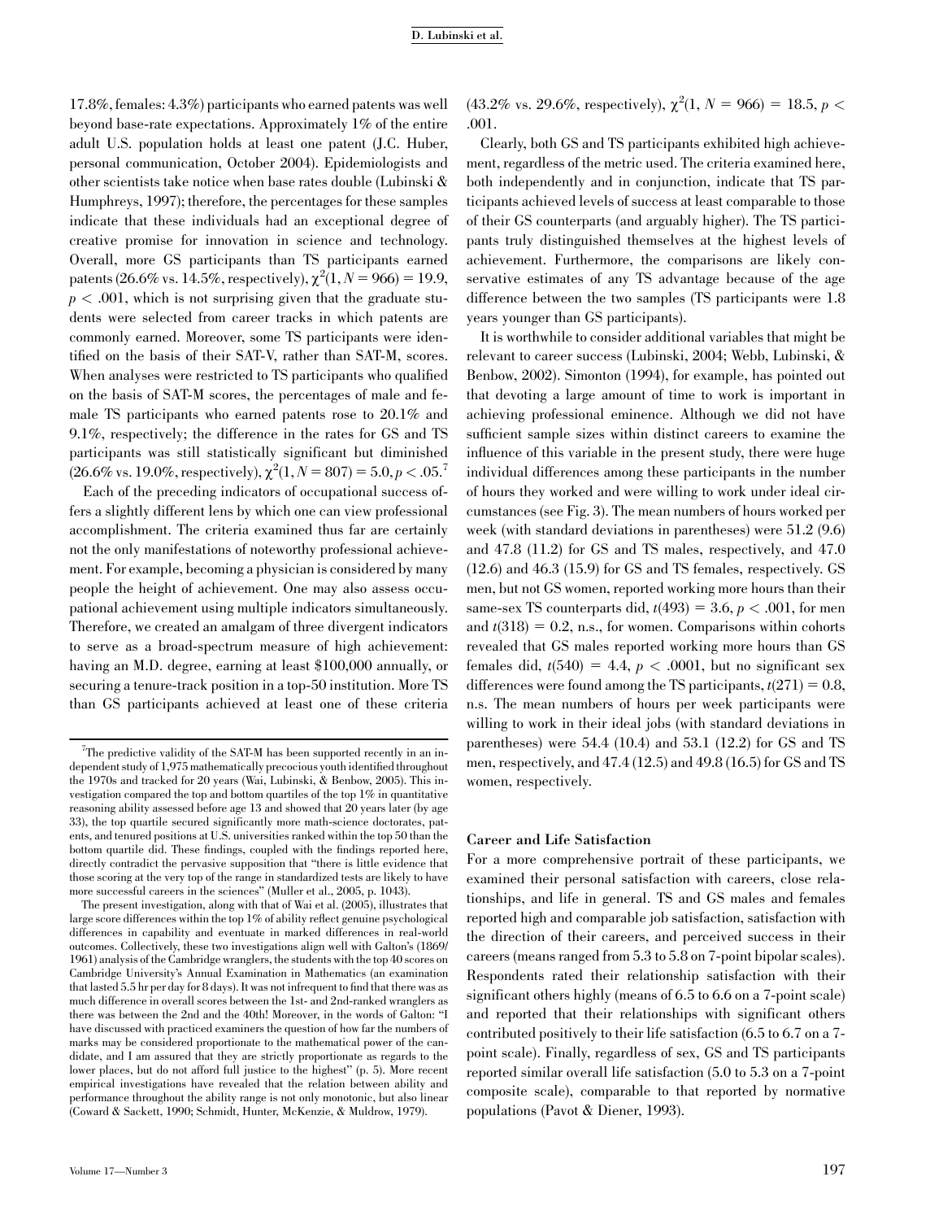17.8%, females: 4.3%) participants who earned patents was well beyond base-rate expectations. Approximately 1% of the entire adult U.S. population holds at least one patent (J.C. Huber, personal communication, October 2004). Epidemiologists and other scientists take notice when base rates double (Lubinski & Humphreys, 1997); therefore, the percentages for these samples indicate that these individuals had an exceptional degree of creative promise for innovation in science and technology. Overall, more GS participants than TS participants earned patents (26.6% vs. 14.5%, respectively), $\chi^2(1, N = 966) = 19.9$, $p < .001$, which is not surprising given that the graduate students were selected from career tracks in which patents are commonly earned. Moreover, some TS participants were identified on the basis of their SAT-V, rather than SAT-M, scores. When analyses were restricted to TS participants who qualified on the basis of SAT-M scores, the percentages of male and female TS participants who earned patents rose to 20.1% and 9.1%, respectively; the difference in the rates for GS and TS participants was still statistically significant but diminished (26.6% vs. 19.0%, respectively), $\chi^2(1, N = 807) = 5.0, p < .05$.[7]

Each of the preceding indicators of occupational success offers a slightly different lens by which one can view professional accomplishment. The criteria examined thus far are certainly not the only manifestations of noteworthy professional achievement. For example, becoming a physician is considered by many people the height of achievement. One may also assess occupational achievement using multiple indicators simultaneously. Therefore, we created an amalgam of three divergent indicators to serve as a broad-spectrum measure of high achievement: having an M.D. degree, earning at least $100,000 annually, or securing a tenure-track position in a top-50 institution. More TS than GS participants achieved at least one of these criteria (43.2% vs. 29.6%, respectively), $\chi^2(1, N = 966) = 18.5$, $p < .001$.

Clearly, both GS and TS participants exhibited high achievement, regardless of the metric used. The criteria examined here, both independently and in conjunction, indicate that TS participants achieved levels of success at least comparable to those of their GS counterparts (and arguably higher). The TS participants truly distinguished themselves at the highest levels of achievement. Furthermore, the comparisons are likely conservative estimates of any TS advantage because of the age difference between the two samples (TS participants were 1.8 years younger than GS participants).

It is worthwhile to consider additional variables that might be relevant to career success (Lubinski, 2004; Webb, Lubinski, & Benbow, 2002). Simonton (1994), for example, has pointed out that devoting a large amount of time to work is important in achieving professional eminence. Although we did not have sufficient sample sizes within distinct careers to examine the influence of this variable in the present study, there were huge individual differences among these participants in the number of hours they worked and were willing to work under ideal circumstances (see Fig. 3). The mean numbers of hours worked per week (with standard deviations in parentheses) were 51.2 (9.6) and 47.8 (11.2) for GS and TS males, respectively, and 47.0 (12.6) and 46.3 (15.9) for GS and TS females, respectively. GS men, but not GS women, reported working more hours than their same-sex TS counterparts did, $t(493) = 3.6$, $p < .001$, for men and $t(318) = 0.2$, n.s., for women. Comparisons within cohorts revealed that GS males reported working more hours than GS females did, $t(540) = 4.4$, $p < .0001$, but no significant sex differences were found among the TS participants, $t(271) = 0.8$, n.s. The mean numbers of hours per week participants were willing to work in their ideal jobs (with standard deviations in parentheses) were 54.4 (10.4) and 53.1 (12.2) for GS and TS men, respectively, and 47.4 (12.5) and 49.8 (16.5) for GS and TS women, respectively.

### Career and Life Satisfaction

For a more comprehensive portrait of these participants, we examined their personal satisfaction with careers, close relationships, and life in general. TS and GS males and females reported high and comparable job satisfaction, satisfaction with the direction of their careers, and perceived success in their careers (means ranged from 5.3 to 5.8 on 7-point bipolar scales). Respondents rated their relationship satisfaction with their significant others highly (means of 6.5 to 6.6 on a 7-point scale) and reported that their relationships with significant others contributed positively to their life satisfaction (6.5 to 6.7 on a 7-point scale). Finally, regardless of sex, GS and TS participants reported similar overall life satisfaction (5.0 to 5.3 on a 7-point composite scale), comparable to that reported by normative populations (Pavot & Diener, 1993).

---

[7]The predictive validity of the SAT-M has been supported recently in an independent study of 1,975 mathematically precocious youth identified throughout the 1970s and tracked for 20 years (Wai, Lubinski, & Benbow, 2005). This investigation compared the top and bottom quartiles of the top 1% in quantitative reasoning ability assessed before age 13 and showed that 20 years later (by age 33), the top quartile secured significantly more math-science doctorates, patents, and tenured positions at U.S. universities ranked within the top 50 than the bottom quartile did. These findings, coupled with the findings reported here, directly contradict the pervasive supposition that "there is little evidence that those scoring at the very top of the range in standardized tests are likely to have more successful careers in the sciences" (Muller et al., 2005, p. 1043).

The present investigation, along with that of Wai et al. (2005), illustrates that large score differences within the top 1% of ability reflect genuine psychological differences in capability and eventuate in marked differences in real-world outcomes. Collectively, these two investigations align well with Galton's (1869/1961) analysis of the Cambridge wranglers, the students with the top 40 scores on Cambridge University's Annual Examination in Mathematics (an examination that lasted 5.5 hr per day for 8 days). It was not infrequent to find that there was as much difference in overall scores between the 1st- and 2nd-ranked wranglers as there was between the 2nd and the 40th! Moreover, in the words of Galton: "I have discussed with practiced examiners the question of how far the numbers of marks may be considered proportionate to the mathematical power of the candidate, and I am assured that they are strictly proportionate as regards to the lower places, but do not afford full justice to the highest" (p. 5). More recent empirical investigations have revealed that the relation between ability and performance throughout the ability range is not only monotonic, but also linear (Coward & Sackett, 1990; Schmidt, Hunter, McKenzie, & Muldrow, 1979).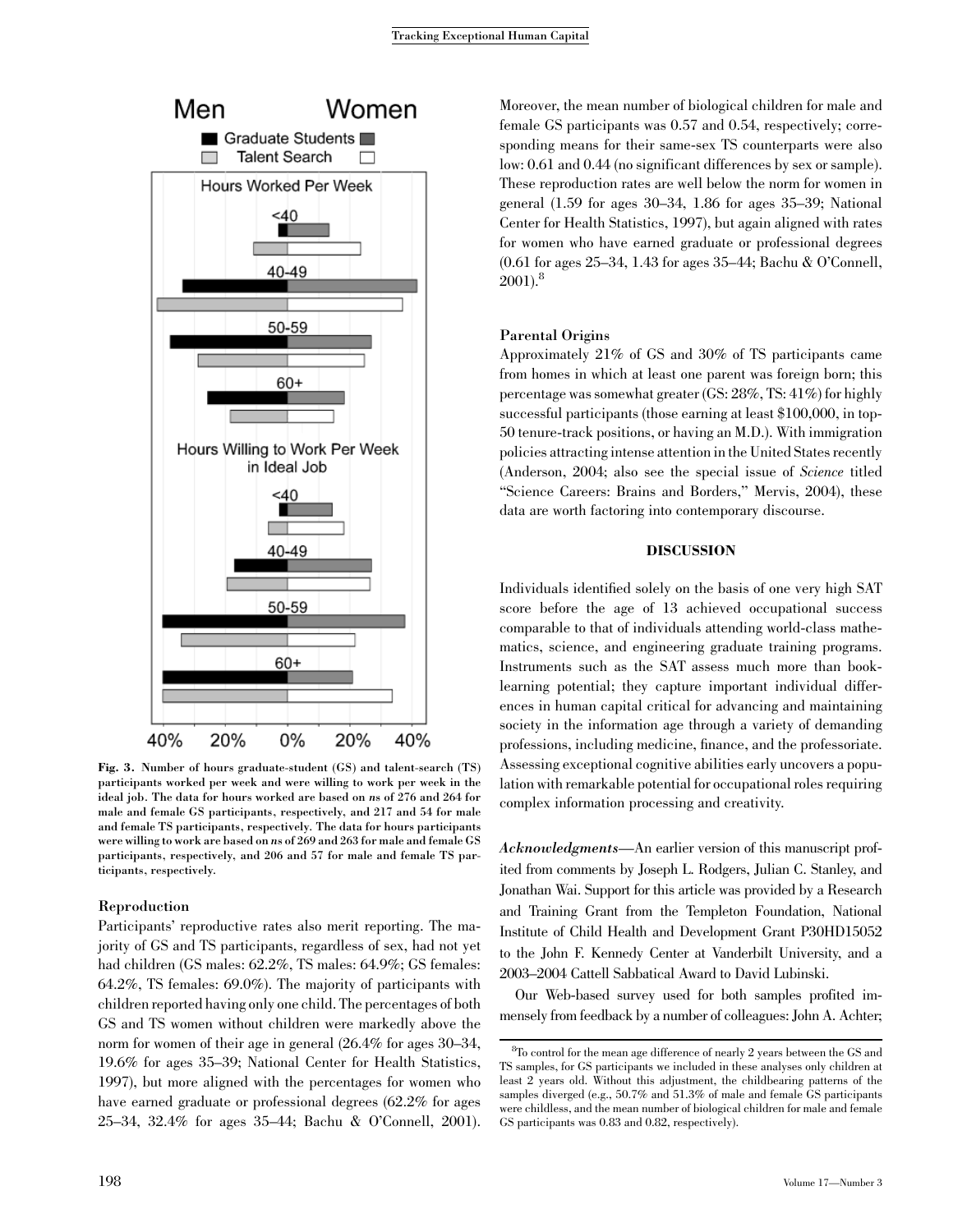Fig. 3. Number of hours graduate-student (GS) and talent-search (TS) participants worked per week and were willing to work per week in the ideal job. The data for hours worked are based on *n*s of 276 and 264 for male and female GS participants, respectively, and 217 and 54 for male and female TS participants, respectively. The data for hours participants were willing to work are based on *n*s of 269 and 263 for male and female GS participants, respectively, and 206 and 57 for male and female TS participants, respectively.

### Reproduction

Participants' reproductive rates also merit reporting. The majority of GS and TS participants, regardless of sex, had not yet had children (GS males: 62.2%, TS males: 64.9%; GS females: 64.2%, TS females: 69.0%). The majority of participants with children reported having only one child. The percentages of both GS and TS women without children were markedly above the norm for women of their age in general (26.4% for ages 30–34, 19.6% for ages 35–39; National Center for Health Statistics, 1997), but more aligned with the percentages for women who have earned graduate or professional degrees (62.2% for ages 25–34, 32.4% for ages 35–44; Bachu & O'Connell, 2001). Moreover, the mean number of biological children for male and female GS participants was 0.57 and 0.54, respectively; corresponding means for their same-sex TS counterparts were also low: 0.61 and 0.44 (no significant differences by sex or sample). These reproduction rates are well below the norm for women in general (1.59 for ages 30–34, 1.86 for ages 35–39; National Center for Health Statistics, 1997), but again aligned with rates for women who have earned graduate or professional degrees (0.61 for ages 25–34, 1.43 for ages 35–44; Bachu & O'Connell, 2001).[8]

### Parental Origins

Approximately 21% of GS and 30% of TS participants came from homes in which at least one parent was foreign born; this percentage was somewhat greater (GS: 28%, TS: 41%) for highly successful participants (those earning at least $100,000, in top-50 tenure-track positions, or having an M.D.). With immigration policies attracting intense attention in the United States recently (Anderson, 2004; also see the special issue of *Science* titled "Science Careers: Brains and Borders," Mervis, 2004), these data are worth factoring into contemporary discourse.

## DISCUSSION

Individuals identified solely on the basis of one very high SAT score before the age of 13 achieved occupational success comparable to that of individuals attending world-class mathematics, science, and engineering graduate training programs. Instruments such as the SAT assess much more than book-learning potential; they capture important individual differences in human capital critical for advancing and maintaining society in the information age through a variety of demanding professions, including medicine, finance, and the professoriate. Assessing exceptional cognitive abilities early uncovers a population with remarkable potential for occupational roles requiring complex information processing and creativity.

*Acknowledgments*—An earlier version of this manuscript profited from comments by Joseph L. Rodgers, Julian C. Stanley, and Jonathan Wai. Support for this article was provided by a Research and Training Grant from the Templeton Foundation, National Institute of Child Health and Development Grant P30HD15052 to the John F. Kennedy Center at Vanderbilt University, and a 2003–2004 Cattell Sabbatical Award to David Lubinski.

Our Web-based survey used for both samples profited immensely from feedback by a number of colleagues: John A. Achter;

[8]To control for the mean age difference of nearly 2 years between the GS and TS samples, for GS participants we included in these analyses only children at least 2 years old. Without this adjustment, the childbearing patterns of the samples diverged (e.g., 50.7% and 51.3% of male and female GS participants were childless, and the mean number of biological children for male and female GS participants was 0.83 and 0.82, respectively).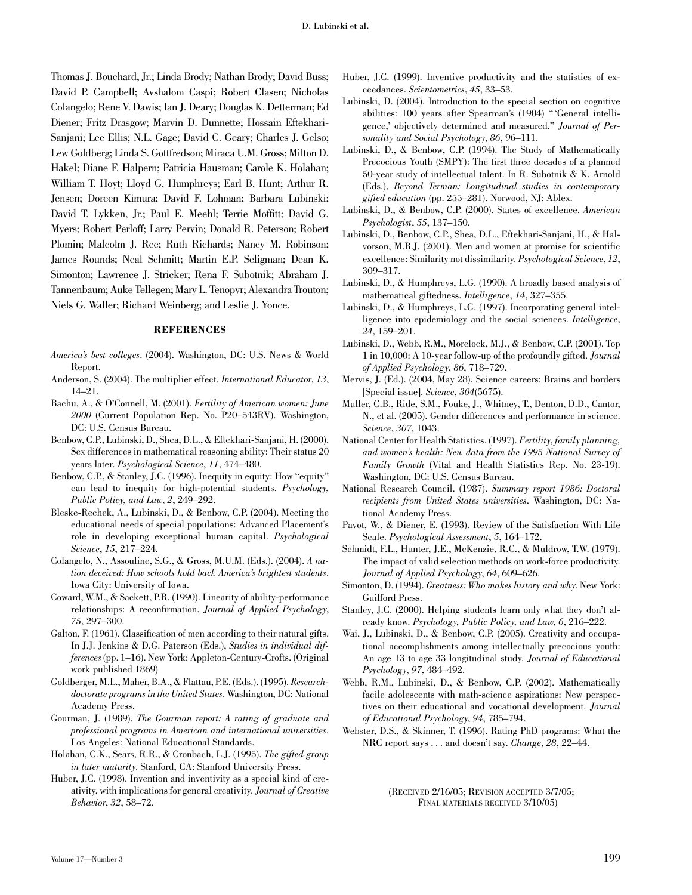Thomas J. Bouchard, Jr.; Linda Brody; Nathan Brody; David Buss; David P. Campbell; Avshalom Caspi; Robert Clasen; Nicholas Colangelo; Rene V. Dawis; Ian J. Deary; Douglas K. Detterman; Ed Diener; Fritz Drasgow; Marvin D. Dunnette; Hossain Eftekhari-Sanjani; Lee Ellis; N.L. Gage; David C. Geary; Charles J. Gelso; Lew Goldberg; Linda S. Gottfredson; Miraca U.M. Gross; Milton D. Hakel; Diane F. Halpern; Patricia Hausman; Carole K. Holahan; William T. Hoyt; Lloyd G. Humphreys; Earl B. Hunt; Arthur R. Jensen; Doreen Kimura; David F. Lohman; Barbara Lubinski; David T. Lykken, Jr.; Paul E. Meehl; Terrie Moffitt; David G. Myers; Robert Perloff; Larry Pervin; Donald R. Peterson; Robert Plomin; Malcolm J. Ree; Ruth Richards; Nancy M. Robinson; James Rounds; Neal Schmitt; Martin E.P. Seligman; Dean K. Simonton; Lawrence J. Stricker; Rena F. Subotnik; Abraham J. Tannenbaum; Auke Tellegen; Mary L. Tenopyr; Alexandra Trouton; Niels G. Waller; Richard Weinberg; and Leslie J. Yonce.

## REFERENCES

*America's best colleges*. (2004). Washington, DC: U.S. News & World Report.

Anderson, S. (2004). The multiplier effect. *International Educator*, *13*, 14–21.

Bachu, A., & O'Connell, M. (2001). *Fertility of American women: June 2000* (Current Population Rep. No. P20–543RV). Washington, DC: U.S. Census Bureau.

Benbow, C.P., Lubinski, D., Shea, D.L., & Eftekhari-Sanjani, H. (2000). Sex differences in mathematical reasoning ability: Their status 20 years later. *Psychological Science*, *11*, 474–480.

Benbow, C.P., & Stanley, J.C. (1996). Inequity in equity: How "equity" can lead to inequity for high-potential students. *Psychology, Public Policy, and Law*, *2*, 249–292.

Bleske-Rechek, A., Lubinski, D., & Benbow, C.P. (2004). Meeting the educational needs of special populations: Advanced Placement's role in developing exceptional human capital. *Psychological Science*, *15*, 217–224.

Colangelo, N., Assouline, S.G., & Gross, M.U.M. (Eds.). (2004). *A nation deceived: How schools hold back America's brightest students*. Iowa City: University of Iowa.

Coward, W.M., & Sackett, P.R. (1990). Linearity of ability-performance relationships: A reconfirmation. *Journal of Applied Psychology*, *75*, 297–300.

Galton, F. (1961). Classification of men according to their natural gifts. In J.J. Jenkins & D.G. Paterson (Eds.), *Studies in individual differences* (pp. 1–16). New York: Appleton-Century-Crofts. (Original work published 1869)

Goldberger, M.L., Maher, B.A., & Flattau, P.E. (Eds.). (1995). *Research-doctorate programs in the United States*. Washington, DC: National Academy Press.

Gourman, J. (1989). *The Gourman report: A rating of graduate and professional programs in American and international universities*. Los Angeles: National Educational Standards.

Holahan, C.K., Sears, R.R., & Cronbach, L.J. (1995). *The gifted group in later maturity*. Stanford, CA: Stanford University Press.

Huber, J.C. (1998). Invention and inventivity as a special kind of creativity, with implications for general creativity. *Journal of Creative Behavior*, *32*, 58–72.

Huber, J.C. (1999). Inventive productivity and the statistics of exceedances. *Scientometrics*, *45*, 33–53.

Lubinski, D. (2004). Introduction to the special section on cognitive abilities: 100 years after Spearman's (1904) "'General intelligence,' objectively determined and measured." *Journal of Personality and Social Psychology*, *86*, 96–111.

Lubinski, D., & Benbow, C.P. (1994). The Study of Mathematically Precocious Youth (SMPY): The first three decades of a planned 50-year study of intellectual talent. In R. Subotnik & K. Arnold (Eds.), *Beyond Terman: Longitudinal studies in contemporary gifted education* (pp. 255–281). Norwood, NJ: Ablex.

Lubinski, D., & Benbow, C.P. (2000). States of excellence. *American Psychologist*, *55*, 137–150.

Lubinski, D., Benbow, C.P., Shea, D.L., Eftekhari-Sanjani, H., & Halvorson, M.B.J. (2001). Men and women at promise for scientific excellence: Similarity not dissimilarity. *Psychological Science*, *12*, 309–317.

Lubinski, D., & Humphreys, L.G. (1990). A broadly based analysis of mathematical giftedness. *Intelligence*, *14*, 327–355.

Lubinski, D., & Humphreys, L.G. (1997). Incorporating general intelligence into epidemiology and the social sciences. *Intelligence*, *24*, 159–201.

Lubinski, D., Webb, R.M., Morelock, M.J., & Benbow, C.P. (2001). Top 1 in 10,000: A 10-year follow-up of the profoundly gifted. *Journal of Applied Psychology*, *86*, 718–729.

Mervis, J. (Ed.). (2004, May 28). Science careers: Brains and borders [Special issue]. *Science*, *304*(5675).

Muller, C.B., Ride, S.M., Fouke, J., Whitney, T., Denton, D.D., Cantor, N., et al. (2005). Gender differences and performance in science. *Science*, *307*, 1043.

National Center for Health Statistics. (1997). *Fertility, family planning, and women's health: New data from the 1995 National Survey of Family Growth* (Vital and Health Statistics Rep. No. 23-19). Washington, DC: U.S. Census Bureau.

National Research Council. (1987). *Summary report 1986: Doctoral recipients from United States universities*. Washington, DC: National Academy Press.

Pavot, W., & Diener, E. (1993). Review of the Satisfaction With Life Scale. *Psychological Assessment*, *5*, 164–172.

Schmidt, F.L., Hunter, J.E., McKenzie, R.C., & Muldrow, T.W. (1979). The impact of valid selection methods on work-force productivity. *Journal of Applied Psychology*, *64*, 609–626.

Simonton, D. (1994). *Greatness: Who makes history and why*. New York: Guilford Press.

Stanley, J.C. (2000). Helping students learn only what they don't already know. *Psychology, Public Policy, and Law*, *6*, 216–222.

Wai, J., Lubinski, D., & Benbow, C.P. (2005). Creativity and occupational accomplishments among intellectually precocious youth: An age 13 to age 33 longitudinal study. *Journal of Educational Psychology*, *97*, 484–492.

Webb, R.M., Lubinski, D., & Benbow, C.P. (2002). Mathematically facile adolescents with math-science aspirations: New perspectives on their educational and vocational development. *Journal of Educational Psychology*, *94*, 785–794.

Webster, D.S., & Skinner, T. (1996). Rating PhD programs: What the NRC report says . . . and doesn't say. *Change*, *28*, 22–44.

(Received 2/16/05; Revision accepted 3/7/05; Final materials received 3/10/05)